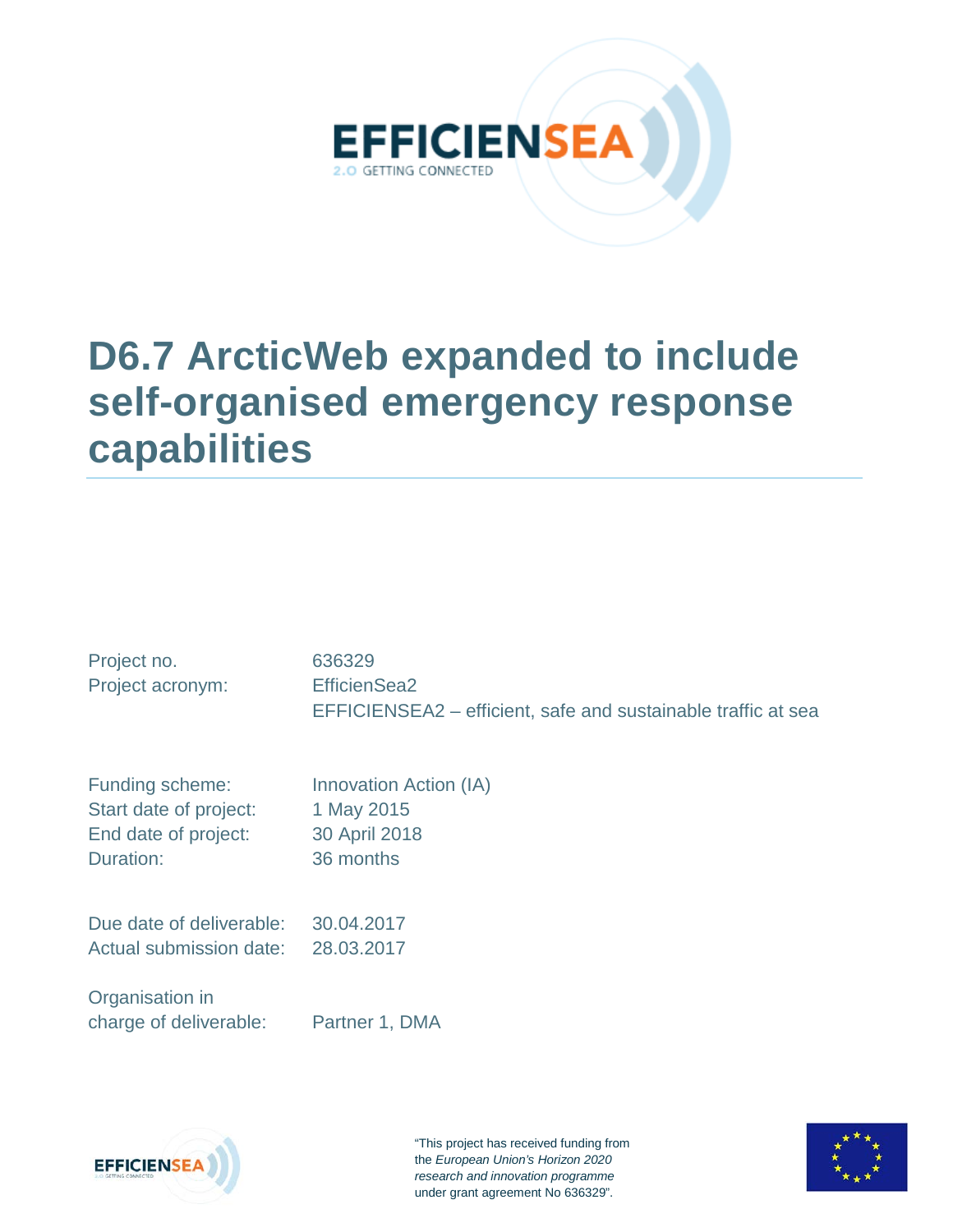# D6.7 ArcticWeb expanded to include self-organised emergency response capabilities

| | |
|---|---|
| Project no. | 636329 |
| Project acronym: | EfficienSea2<br>EFFICIENSEA2 – efficient, safe and sustainable traffic at sea |
| Funding scheme: | Innovation Action (IA) |
| Start date of project: | 1 May 2015 |
| End date of project: | 30 April 2018 |
| Duration: | 36 months |
| Due date of deliverable: | 30.04.2017 |
| Actual submission date: | 28.03.2017 |
| Organisation in charge of deliverable: | Partner 1, DMA |

"This project has received funding from the *European Union's Horizon 2020 research and innovation programme* under grant agreement No 636329".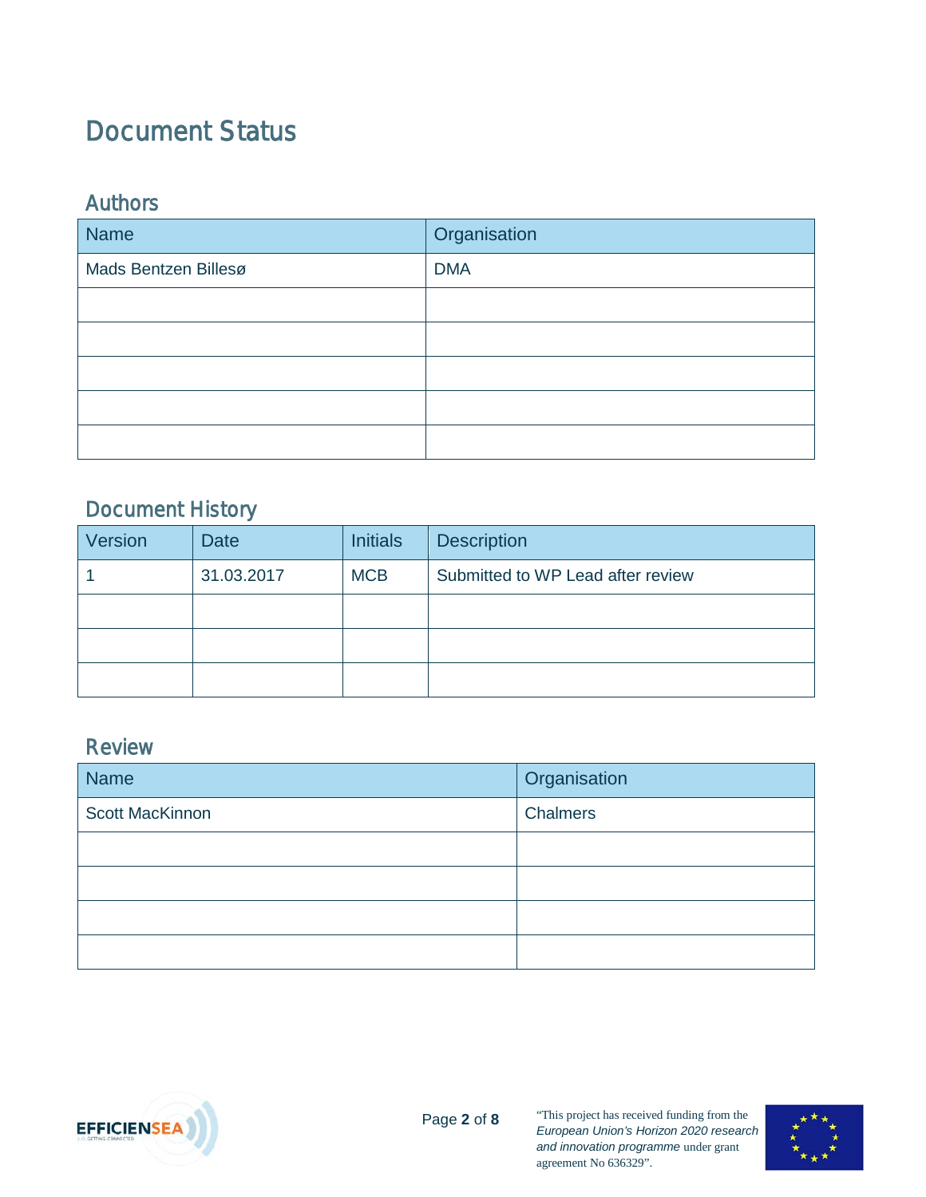# Document Status

## Authors

| Name | Organisation |
| --- | --- |
| Mads Bentzen Billesø | DMA |
| | |
| | |
| | |
| | |
| | |

## Document History

| Version | Date | Initials | Description |
| --- | --- | --- | --- |
| 1 | 31.03.2017 | MCB | Submitted to WP Lead after review |
| | | | |
| | | | |
| | | | |

## Review

| Name | Organisation |
| --- | --- |
| Scott MacKinnon | Chalmers |
| | |
| | |
| | |
| | |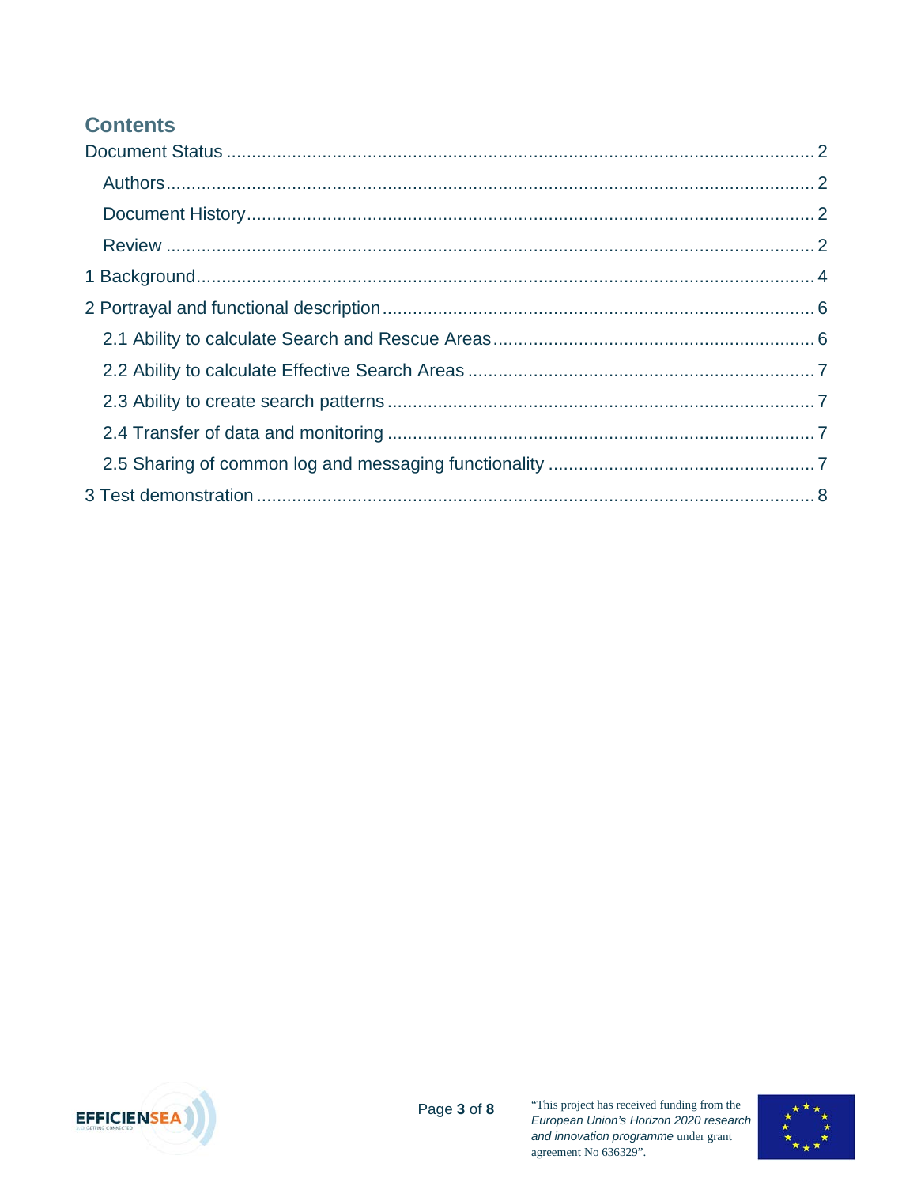## Contents

Document Status ........................................................................ 2

- Authors ........................................................................ 2
- Document History ........................................................................ 2
- Review ........................................................................ 2

1 Background ........................................................................ 4

2 Portrayal and functional description ........................................................................ 6

- 2.1 Ability to calculate Search and Rescue Areas ........................................................................ 6
- 2.2 Ability to calculate Effective Search Areas ........................................................................ 7
- 2.3 Ability to create search patterns ........................................................................ 7
- 2.4 Transfer of data and monitoring ........................................................................ 7
- 2.5 Sharing of common log and messaging functionality ........................................................................ 7

3 Test demonstration ........................................................................ 8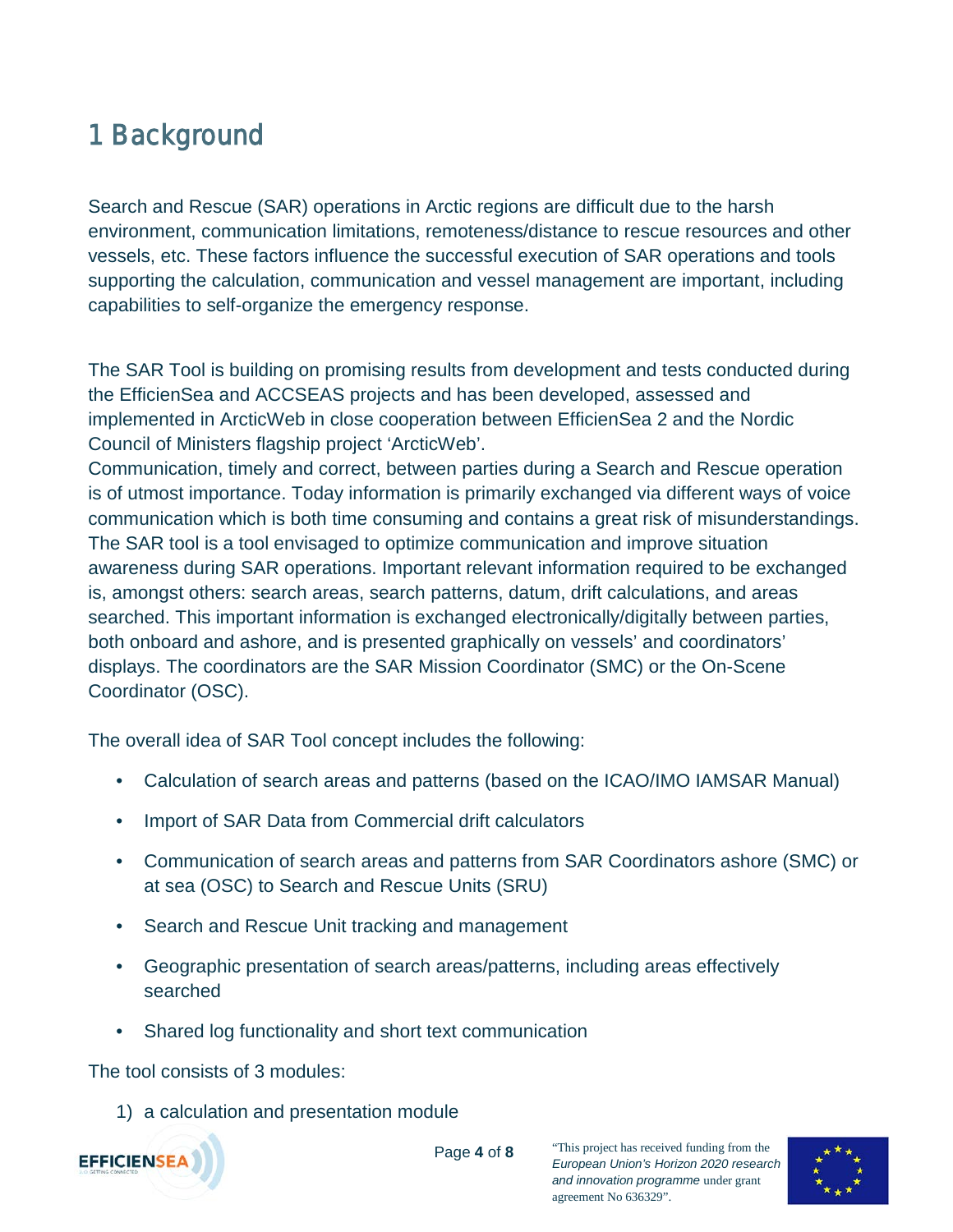# 1 Background

Search and Rescue (SAR) operations in Arctic regions are difficult due to the harsh environment, communication limitations, remoteness/distance to rescue resources and other vessels, etc. These factors influence the successful execution of SAR operations and tools supporting the calculation, communication and vessel management are important, including capabilities to self-organize the emergency response.

The SAR Tool is building on promising results from development and tests conducted during the EfficienSea and ACCSEAS projects and has been developed, assessed and implemented in ArcticWeb in close cooperation between EfficienSea 2 and the Nordic Council of Ministers flagship project 'ArcticWeb'.
Communication, timely and correct, between parties during a Search and Rescue operation is of utmost importance. Today information is primarily exchanged via different ways of voice communication which is both time consuming and contains a great risk of misunderstandings. The SAR tool is a tool envisaged to optimize communication and improve situation awareness during SAR operations. Important relevant information required to be exchanged is, amongst others: search areas, search patterns, datum, drift calculations, and areas searched. This important information is exchanged electronically/digitally between parties, both onboard and ashore, and is presented graphically on vessels' and coordinators' displays. The coordinators are the SAR Mission Coordinator (SMC) or the On-Scene Coordinator (OSC).

The overall idea of SAR Tool concept includes the following:

- Calculation of search areas and patterns (based on the ICAO/IMO IAMSAR Manual)
- Import of SAR Data from Commercial drift calculators
- Communication of search areas and patterns from SAR Coordinators ashore (SMC) or at sea (OSC) to Search and Rescue Units (SRU)
- Search and Rescue Unit tracking and management
- Geographic presentation of search areas/patterns, including areas effectively searched
- Shared log functionality and short text communication

The tool consists of 3 modules:

1) a calculation and presentation module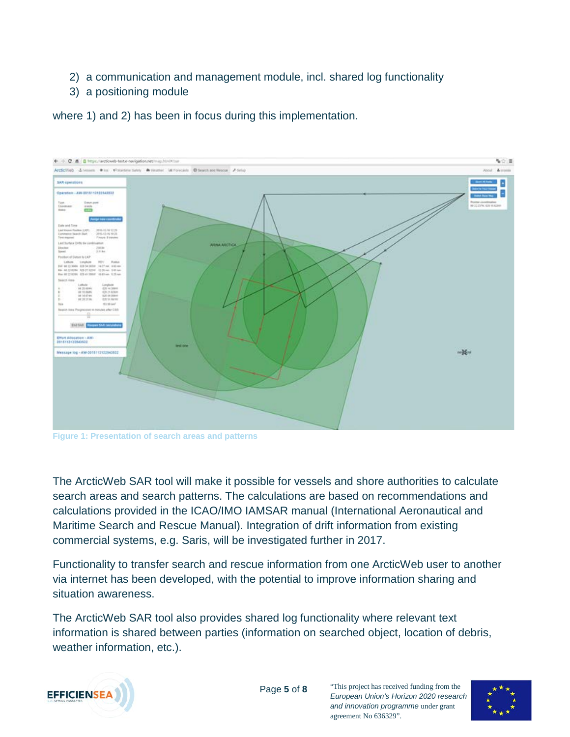2) a communication and management module, incl. shared log functionality
3) a positioning module

where 1) and 2) has been in focus during this implementation.

Figure 1: Presentation of search areas and patterns

The ArcticWeb SAR tool will make it possible for vessels and shore authorities to calculate search areas and search patterns. The calculations are based on recommendations and calculations provided in the ICAO/IMO IAMSAR manual (International Aeronautical and Maritime Search and Rescue Manual). Integration of drift information from existing commercial systems, e.g. Saris, will be investigated further in 2017.

Functionality to transfer search and rescue information from one ArcticWeb user to another via internet has been developed, with the potential to improve information sharing and situation awareness.

The ArcticWeb SAR tool also provides shared log functionality where relevant text information is shared between parties (information on searched object, location of debris, weather information, etc.).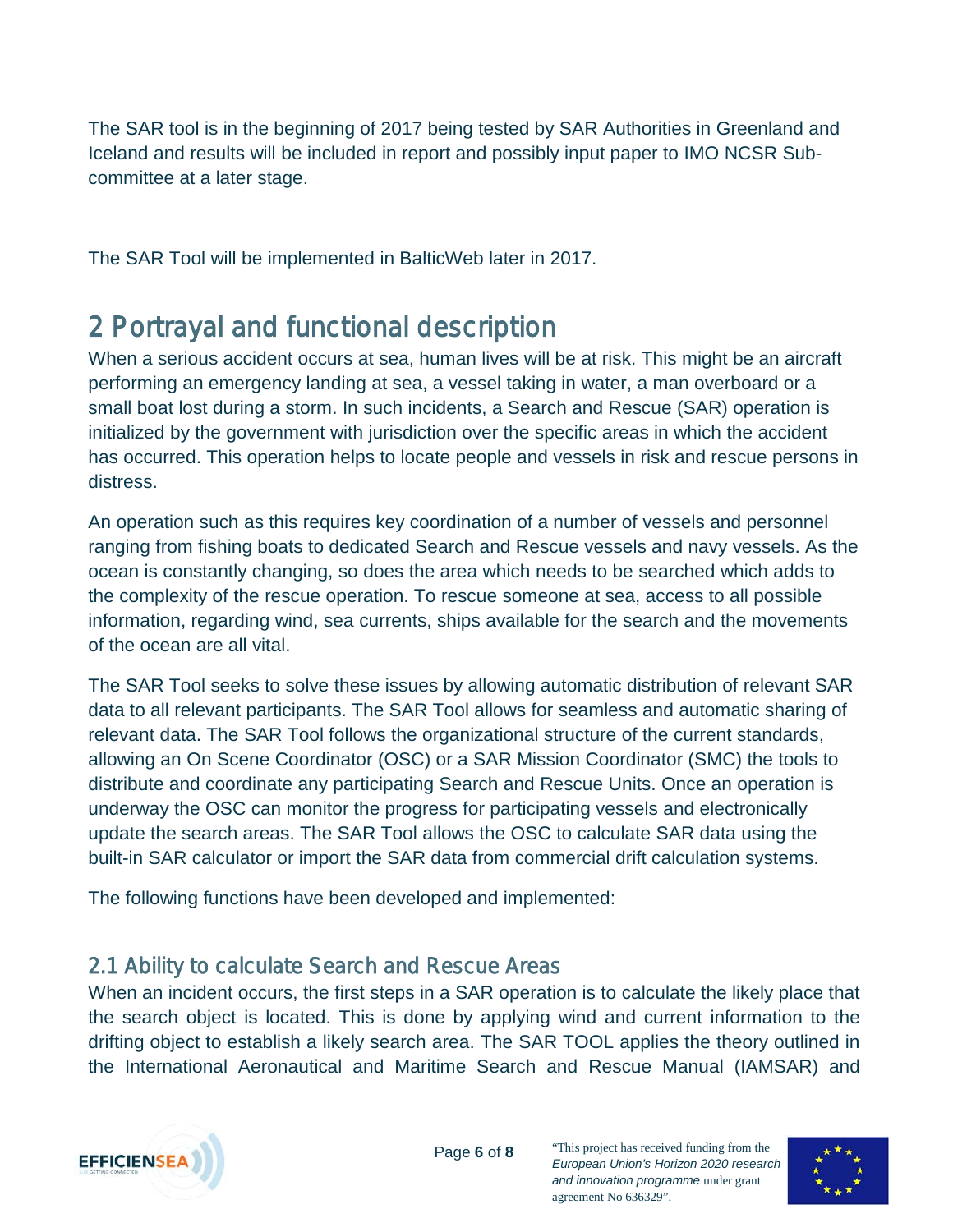The SAR tool is in the beginning of 2017 being tested by SAR Authorities in Greenland and Iceland and results will be included in report and possibly input paper to IMO NCSR Sub-committee at a later stage.

The SAR Tool will be implemented in BalticWeb later in 2017.

# 2 Portrayal and functional description

When a serious accident occurs at sea, human lives will be at risk. This might be an aircraft performing an emergency landing at sea, a vessel taking in water, a man overboard or a small boat lost during a storm. In such incidents, a Search and Rescue (SAR) operation is initialized by the government with jurisdiction over the specific areas in which the accident has occurred. This operation helps to locate people and vessels in risk and rescue persons in distress.

An operation such as this requires key coordination of a number of vessels and personnel ranging from fishing boats to dedicated Search and Rescue vessels and navy vessels. As the ocean is constantly changing, so does the area which needs to be searched which adds to the complexity of the rescue operation. To rescue someone at sea, access to all possible information, regarding wind, sea currents, ships available for the search and the movements of the ocean are all vital.

The SAR Tool seeks to solve these issues by allowing automatic distribution of relevant SAR data to all relevant participants. The SAR Tool allows for seamless and automatic sharing of relevant data. The SAR Tool follows the organizational structure of the current standards, allowing an On Scene Coordinator (OSC) or a SAR Mission Coordinator (SMC) the tools to distribute and coordinate any participating Search and Rescue Units. Once an operation is underway the OSC can monitor the progress for participating vessels and electronically update the search areas. The SAR Tool allows the OSC to calculate SAR data using the built-in SAR calculator or import the SAR data from commercial drift calculation systems.

The following functions have been developed and implemented:

## 2.1 Ability to calculate Search and Rescue Areas

When an incident occurs, the first steps in a SAR operation is to calculate the likely place that the search object is located. This is done by applying wind and current information to the drifting object to establish a likely search area. The SAR TOOL applies the theory outlined in the International Aeronautical and Maritime Search and Rescue Manual (IAMSAR) and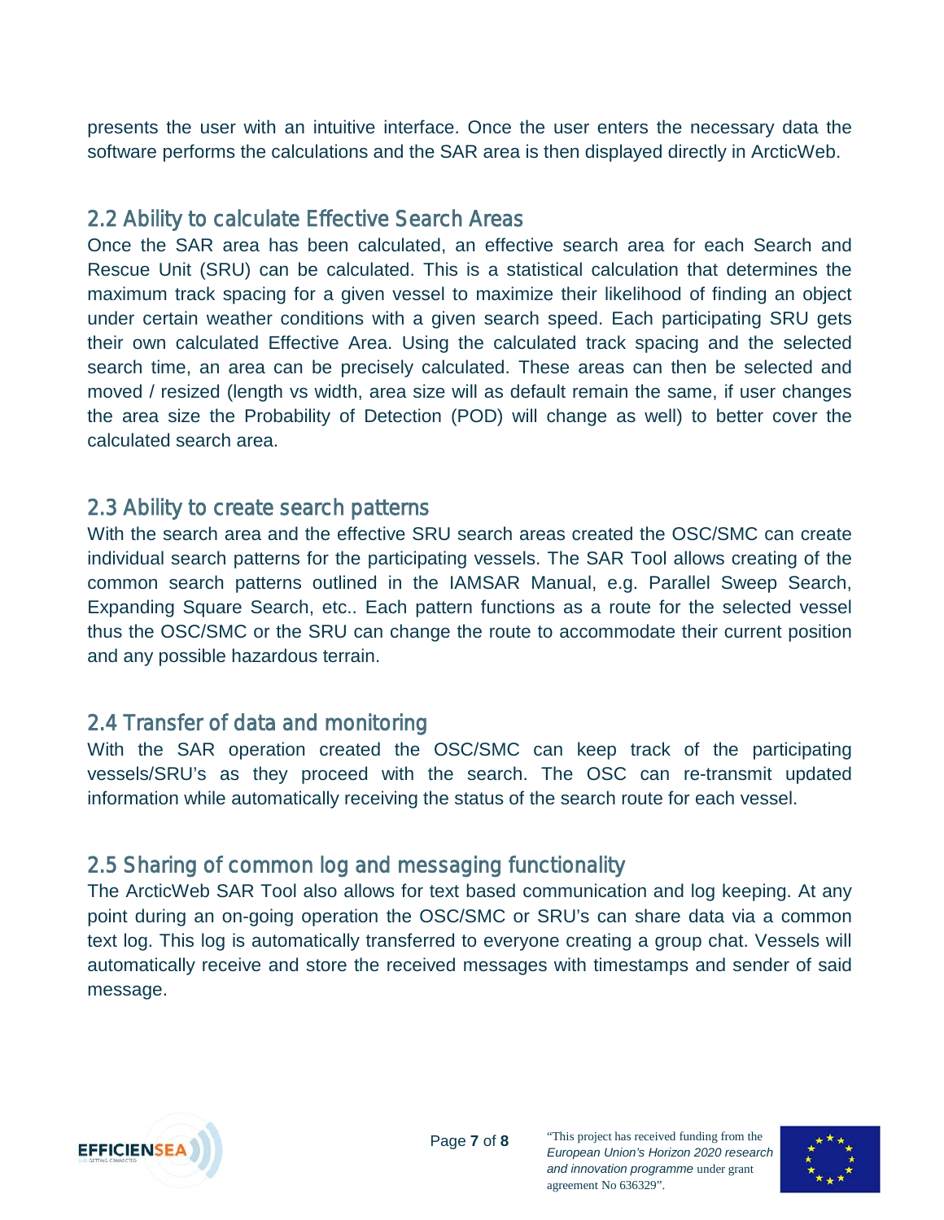presents the user with an intuitive interface. Once the user enters the necessary data the software performs the calculations and the SAR area is then displayed directly in ArcticWeb.

## 2.2 Ability to calculate Effective Search Areas

Once the SAR area has been calculated, an effective search area for each Search and Rescue Unit (SRU) can be calculated. This is a statistical calculation that determines the maximum track spacing for a given vessel to maximize their likelihood of finding an object under certain weather conditions with a given search speed. Each participating SRU gets their own calculated Effective Area. Using the calculated track spacing and the selected search time, an area can be precisely calculated. These areas can then be selected and moved / resized (length vs width, area size will as default remain the same, if user changes the area size the Probability of Detection (POD) will change as well) to better cover the calculated search area.

## 2.3 Ability to create search patterns

With the search area and the effective SRU search areas created the OSC/SMC can create individual search patterns for the participating vessels. The SAR Tool allows creating of the common search patterns outlined in the IAMSAR Manual, e.g. Parallel Sweep Search, Expanding Square Search, etc.. Each pattern functions as a route for the selected vessel thus the OSC/SMC or the SRU can change the route to accommodate their current position and any possible hazardous terrain.

## 2.4 Transfer of data and monitoring

With the SAR operation created the OSC/SMC can keep track of the participating vessels/SRU's as they proceed with the search. The OSC can re-transmit updated information while automatically receiving the status of the search route for each vessel.

## 2.5 Sharing of common log and messaging functionality

The ArcticWeb SAR Tool also allows for text based communication and log keeping. At any point during an on-going operation the OSC/SMC or SRU's can share data via a common text log. This log is automatically transferred to everyone creating a group chat. Vessels will automatically receive and store the received messages with timestamps and sender of said message.

"This project has received funding from the *European Union's Horizon 2020 research and innovation programme* under grant agreement No 636329".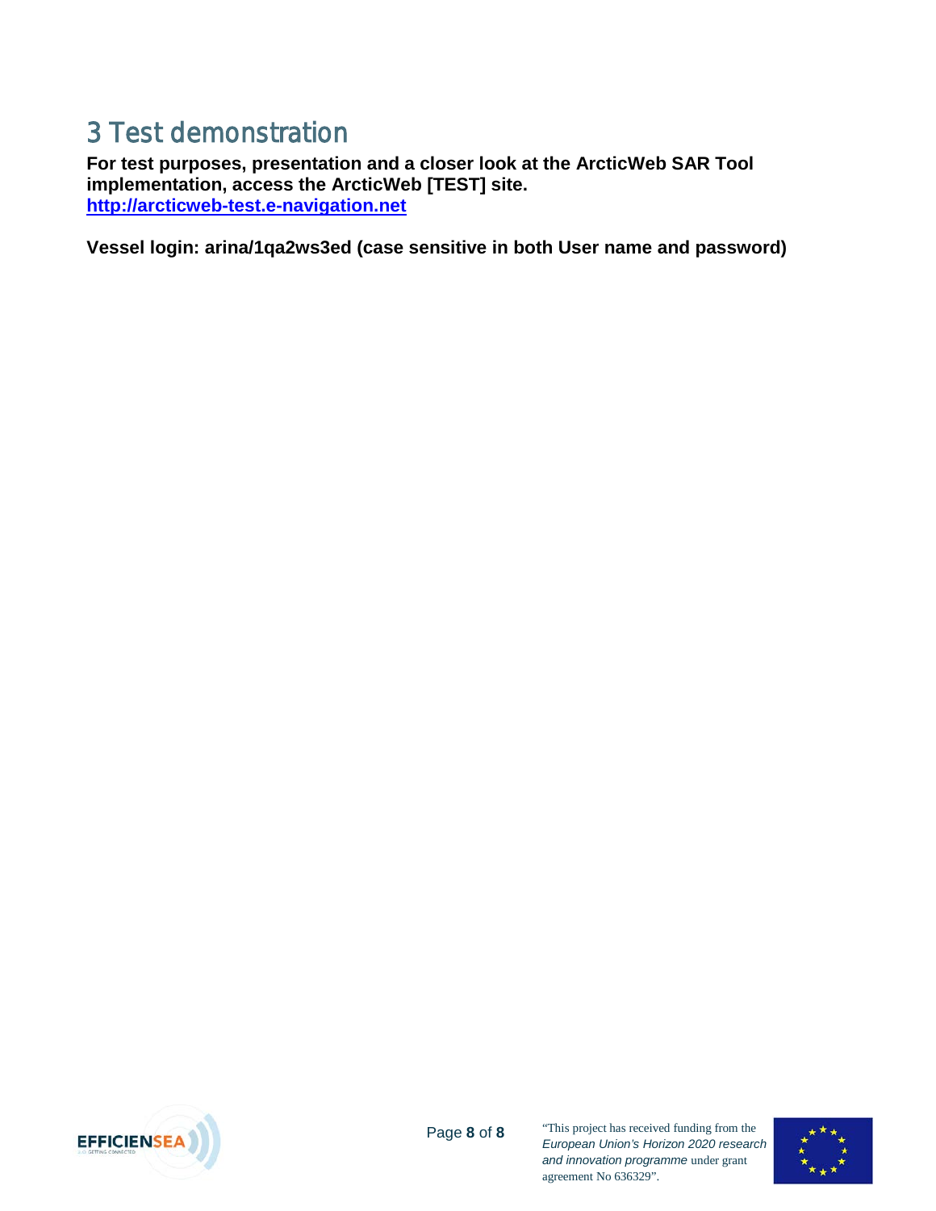# 3 Test demonstration

**For test purposes, presentation and a closer look at the ArcticWeb SAR Tool implementation, access the ArcticWeb [TEST] site.**
**[http://arcticweb-test.e-navigation.net](http://arcticweb-test.e-navigation.net)**

**Vessel login: arina/1qa2ws3ed (case sensitive in both User name and password)**

"This project has received funding from the *European Union's Horizon 2020 research and innovation programme* under grant agreement No 636329".